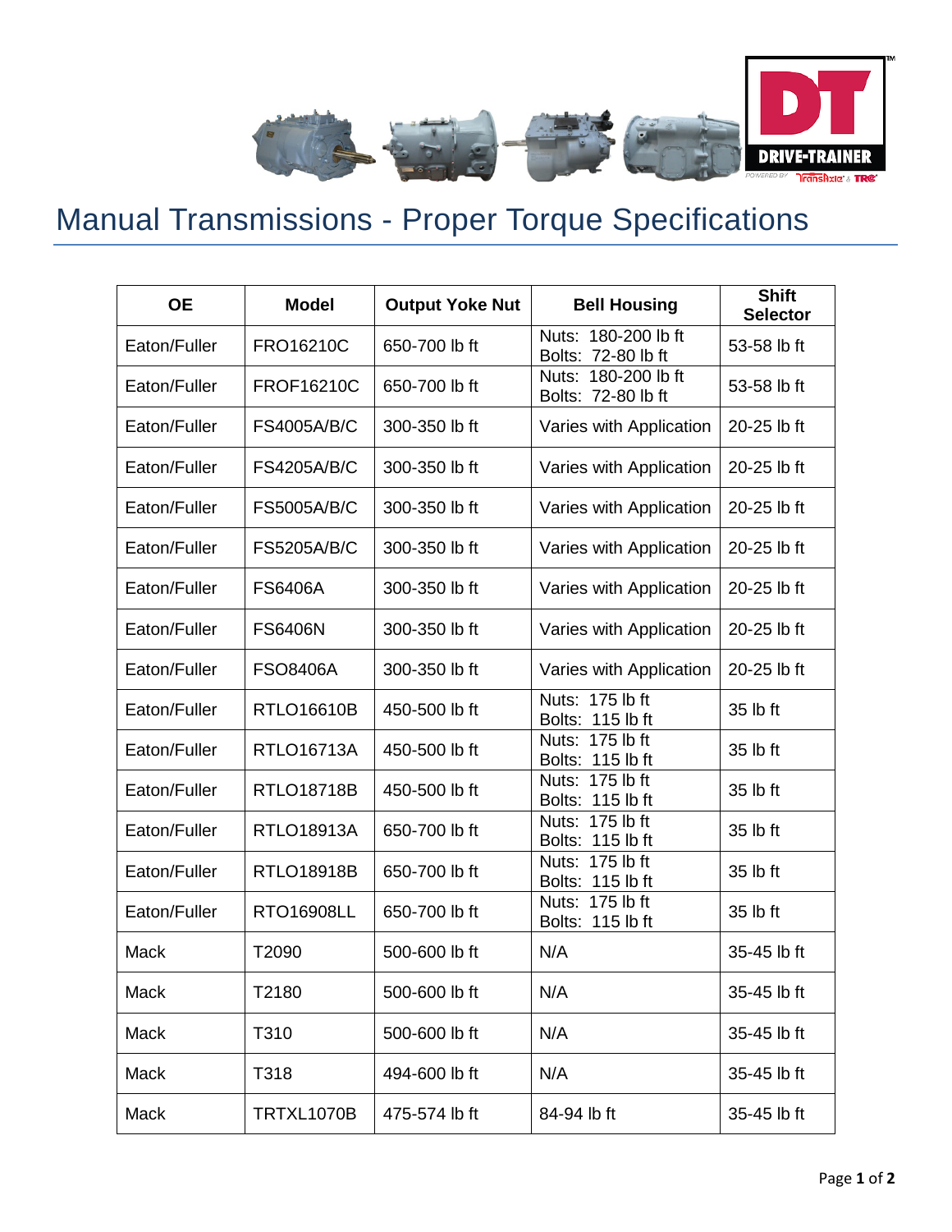# Manual Transmissions - Proper Torque Specifications

| OE | Model | Output Yoke Nut | Bell Housing | Shift Selector |
|---|---|---|---|---|
| Eaton/Fuller | FRO16210C | 650-700 lb ft | Nuts: 180-200 lb ft<br>Bolts: 72-80 lb ft | 53-58 lb ft |
| Eaton/Fuller | FROF16210C | 650-700 lb ft | Nuts: 180-200 lb ft<br>Bolts: 72-80 lb ft | 53-58 lb ft |
| Eaton/Fuller | FS4005A/B/C | 300-350 lb ft | Varies with Application | 20-25 lb ft |
| Eaton/Fuller | FS4205A/B/C | 300-350 lb ft | Varies with Application | 20-25 lb ft |
| Eaton/Fuller | FS5005A/B/C | 300-350 lb ft | Varies with Application | 20-25 lb ft |
| Eaton/Fuller | FS5205A/B/C | 300-350 lb ft | Varies with Application | 20-25 lb ft |
| Eaton/Fuller | FS6406A | 300-350 lb ft | Varies with Application | 20-25 lb ft |
| Eaton/Fuller | FS6406N | 300-350 lb ft | Varies with Application | 20-25 lb ft |
| Eaton/Fuller | FSO8406A | 300-350 lb ft | Varies with Application | 20-25 lb ft |
| Eaton/Fuller | RTLO16610B | 450-500 lb ft | Nuts: 175 lb ft<br>Bolts: 115 lb ft | 35 lb ft |
| Eaton/Fuller | RTLO16713A | 450-500 lb ft | Nuts: 175 lb ft<br>Bolts: 115 lb ft | 35 lb ft |
| Eaton/Fuller | RTLO18718B | 450-500 lb ft | Nuts: 175 lb ft<br>Bolts: 115 lb ft | 35 lb ft |
| Eaton/Fuller | RTLO18913A | 650-700 lb ft | Nuts: 175 lb ft<br>Bolts: 115 lb ft | 35 lb ft |
| Eaton/Fuller | RTLO18918B | 650-700 lb ft | Nuts: 175 lb ft<br>Bolts: 115 lb ft | 35 lb ft |
| Eaton/Fuller | RTO16908LL | 650-700 lb ft | Nuts: 175 lb ft<br>Bolts: 115 lb ft | 35 lb ft |
| Mack | T2090 | 500-600 lb ft | N/A | 35-45 lb ft |
| Mack | T2180 | 500-600 lb ft | N/A | 35-45 lb ft |
| Mack | T310 | 500-600 lb ft | N/A | 35-45 lb ft |
| Mack | T318 | 494-600 lb ft | N/A | 35-45 lb ft |
| Mack | TRTXL1070B | 475-574 lb ft | 84-94 lb ft | 35-45 lb ft |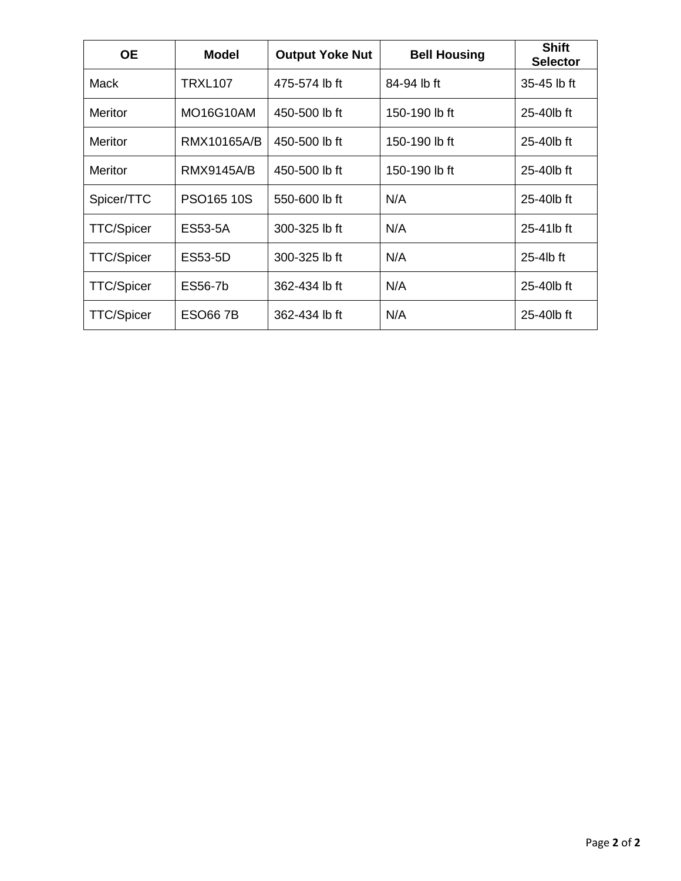| OE | Model | Output Yoke Nut | Bell Housing | Shift Selector |
|---|---|---|---|---|
| Mack | TRXL107 | 475-574 lb ft | 84-94 lb ft | 35-45 lb ft |
| Meritor | MO16G10AM | 450-500 lb ft | 150-190 lb ft | 25-40lb ft |
| Meritor | RMX10165A/B | 450-500 lb ft | 150-190 lb ft | 25-40lb ft |
| Meritor | RMX9145A/B | 450-500 lb ft | 150-190 lb ft | 25-40lb ft |
| Spicer/TTC | PSO165 10S | 550-600 lb ft | N/A | 25-40lb ft |
| TTC/Spicer | ES53-5A | 300-325 lb ft | N/A | 25-41lb ft |
| TTC/Spicer | ES53-5D | 300-325 lb ft | N/A | 25-4lb ft |
| TTC/Spicer | ES56-7b | 362-434 lb ft | N/A | 25-40lb ft |
| TTC/Spicer | ESO66 7B | 362-434 lb ft | N/A | 25-40lb ft |